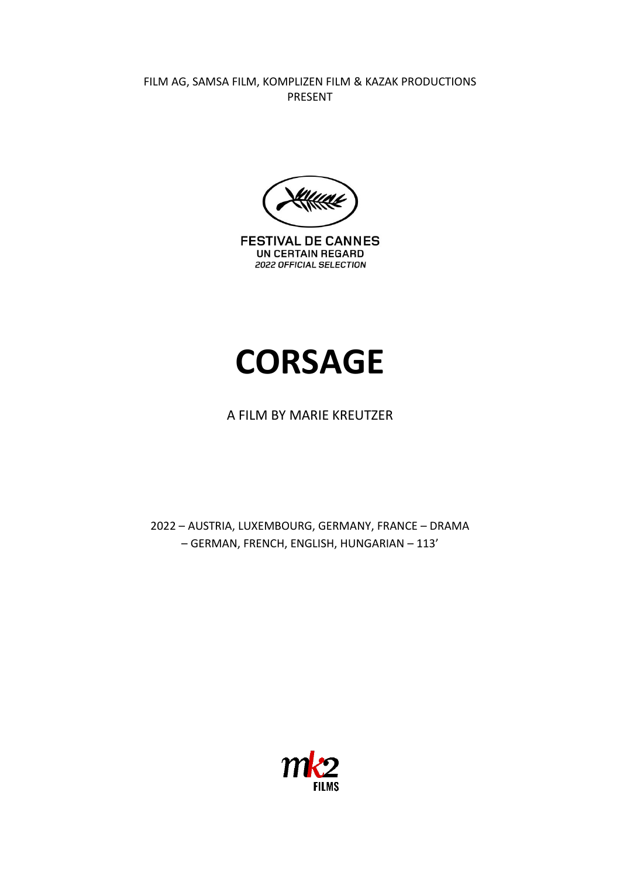FILM AG, SAMSA FILM, KOMPLIZEN FILM & KAZAK PRODUCTIONS
PRESENT

FESTIVAL DE CANNES
UN CERTAIN REGARD
*2022 OFFICIAL SELECTION*

# CORSAGE

A FILM BY MARIE KREUTZER

2022 – AUSTRIA, LUXEMBOURG, GERMANY, FRANCE – DRAMA
– GERMAN, FRENCH, ENGLISH, HUNGARIAN – 113'

mk2 FILMS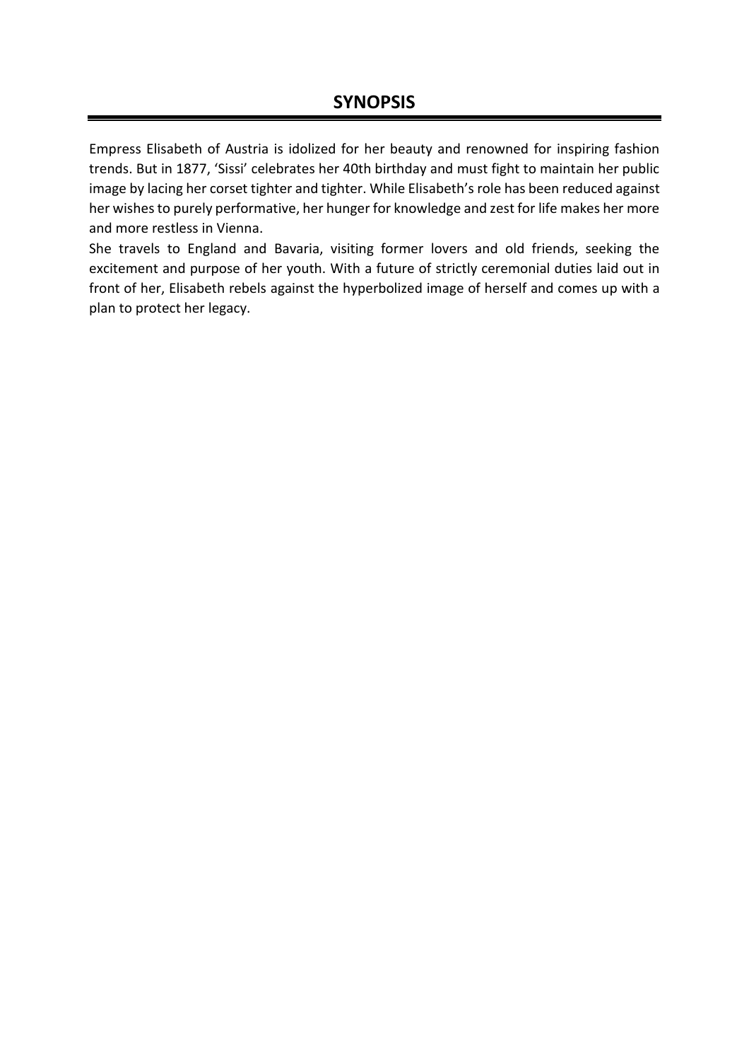## SYNOPSIS

Empress Elisabeth of Austria is idolized for her beauty and renowned for inspiring fashion trends. But in 1877, 'Sissi' celebrates her 40th birthday and must fight to maintain her public image by lacing her corset tighter and tighter. While Elisabeth's role has been reduced against her wishes to purely performative, her hunger for knowledge and zest for life makes her more and more restless in Vienna.

She travels to England and Bavaria, visiting former lovers and old friends, seeking the excitement and purpose of her youth. With a future of strictly ceremonial duties laid out in front of her, Elisabeth rebels against the hyperbolized image of herself and comes up with a plan to protect her legacy.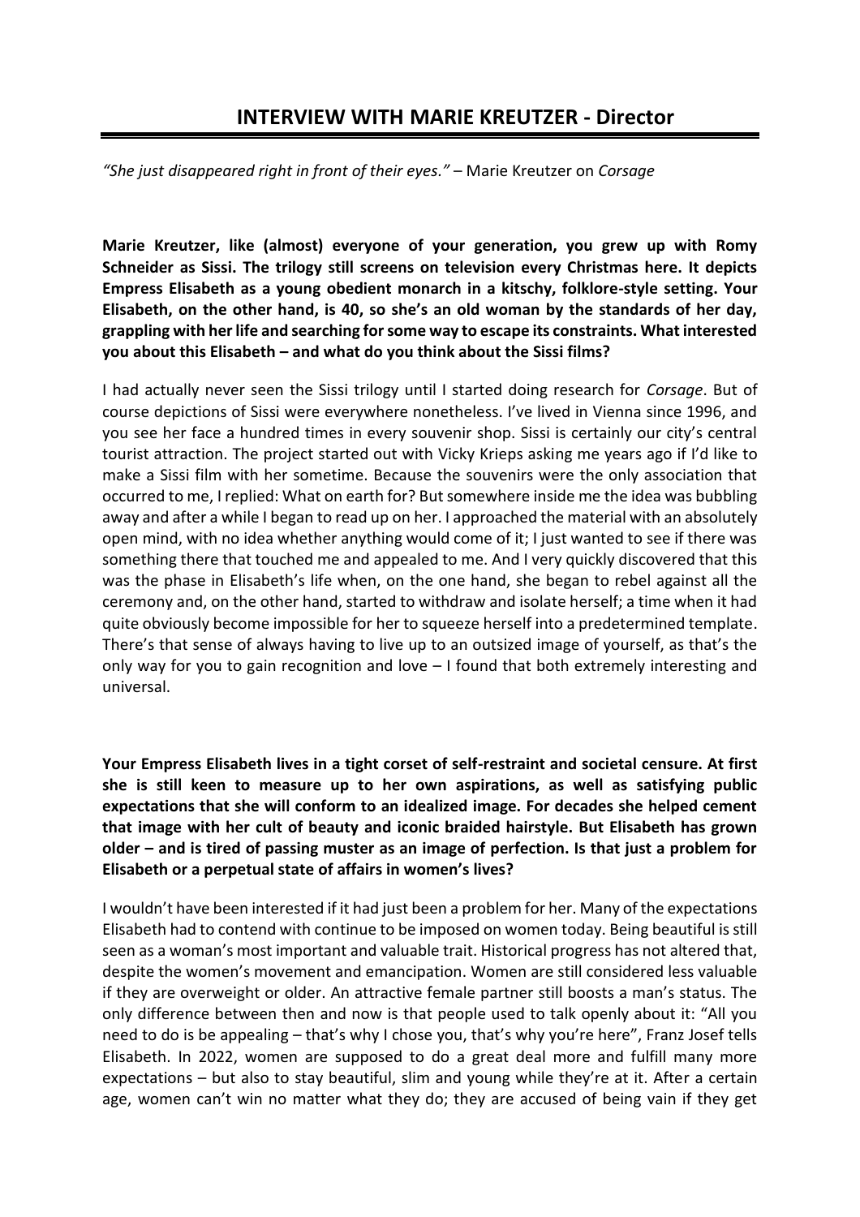## INTERVIEW WITH MARIE KREUTZER - Director

*"She just disappeared right in front of their eyes."* – Marie Kreutzer on *Corsage*

**Marie Kreutzer, like (almost) everyone of your generation, you grew up with Romy Schneider as Sissi. The trilogy still screens on television every Christmas here. It depicts Empress Elisabeth as a young obedient monarch in a kitschy, folklore-style setting. Your Elisabeth, on the other hand, is 40, so she's an old woman by the standards of her day, grappling with her life and searching for some way to escape its constraints. What interested you about this Elisabeth – and what do you think about the Sissi films?**

I had actually never seen the Sissi trilogy until I started doing research for *Corsage*. But of course depictions of Sissi were everywhere nonetheless. I've lived in Vienna since 1996, and you see her face a hundred times in every souvenir shop. Sissi is certainly our city's central tourist attraction. The project started out with Vicky Krieps asking me years ago if I'd like to make a Sissi film with her sometime. Because the souvenirs were the only association that occurred to me, I replied: What on earth for? But somewhere inside me the idea was bubbling away and after a while I began to read up on her. I approached the material with an absolutely open mind, with no idea whether anything would come of it; I just wanted to see if there was something there that touched me and appealed to me. And I very quickly discovered that this was the phase in Elisabeth's life when, on the one hand, she began to rebel against all the ceremony and, on the other hand, started to withdraw and isolate herself; a time when it had quite obviously become impossible for her to squeeze herself into a predetermined template. There's that sense of always having to live up to an outsized image of yourself, as that's the only way for you to gain recognition and love – I found that both extremely interesting and universal.

**Your Empress Elisabeth lives in a tight corset of self-restraint and societal censure. At first she is still keen to measure up to her own aspirations, as well as satisfying public expectations that she will conform to an idealized image. For decades she helped cement that image with her cult of beauty and iconic braided hairstyle. But Elisabeth has grown older – and is tired of passing muster as an image of perfection. Is that just a problem for Elisabeth or a perpetual state of affairs in women's lives?**

I wouldn't have been interested if it had just been a problem for her. Many of the expectations Elisabeth had to contend with continue to be imposed on women today. Being beautiful is still seen as a woman's most important and valuable trait. Historical progress has not altered that, despite the women's movement and emancipation. Women are still considered less valuable if they are overweight or older. An attractive female partner still boosts a man's status. The only difference between then and now is that people used to talk openly about it: "All you need to do is be appealing – that's why I chose you, that's why you're here", Franz Josef tells Elisabeth. In 2022, women are supposed to do a great deal more and fulfill many more expectations – but also to stay beautiful, slim and young while they're at it. After a certain age, women can't win no matter what they do; they are accused of being vain if they get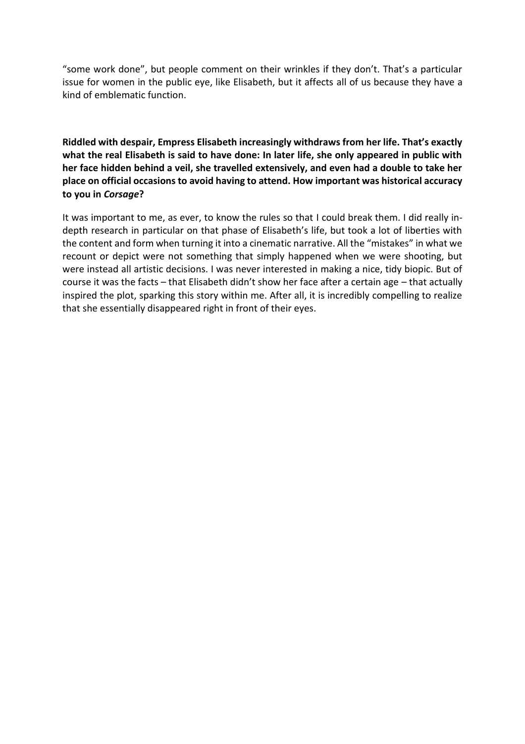"some work done", but people comment on their wrinkles if they don't. That's a particular issue for women in the public eye, like Elisabeth, but it affects all of us because they have a kind of emblematic function.

**Riddled with despair, Empress Elisabeth increasingly withdraws from her life. That's exactly what the real Elisabeth is said to have done: In later life, she only appeared in public with her face hidden behind a veil, she travelled extensively, and even had a double to take her place on official occasions to avoid having to attend. How important was historical accuracy to you in *Corsage*?**

It was important to me, as ever, to know the rules so that I could break them. I did really in-depth research in particular on that phase of Elisabeth's life, but took a lot of liberties with the content and form when turning it into a cinematic narrative. All the "mistakes" in what we recount or depict were not something that simply happened when we were shooting, but were instead all artistic decisions. I was never interested in making a nice, tidy biopic. But of course it was the facts – that Elisabeth didn't show her face after a certain age – that actually inspired the plot, sparking this story within me. After all, it is incredibly compelling to realize that she essentially disappeared right in front of their eyes.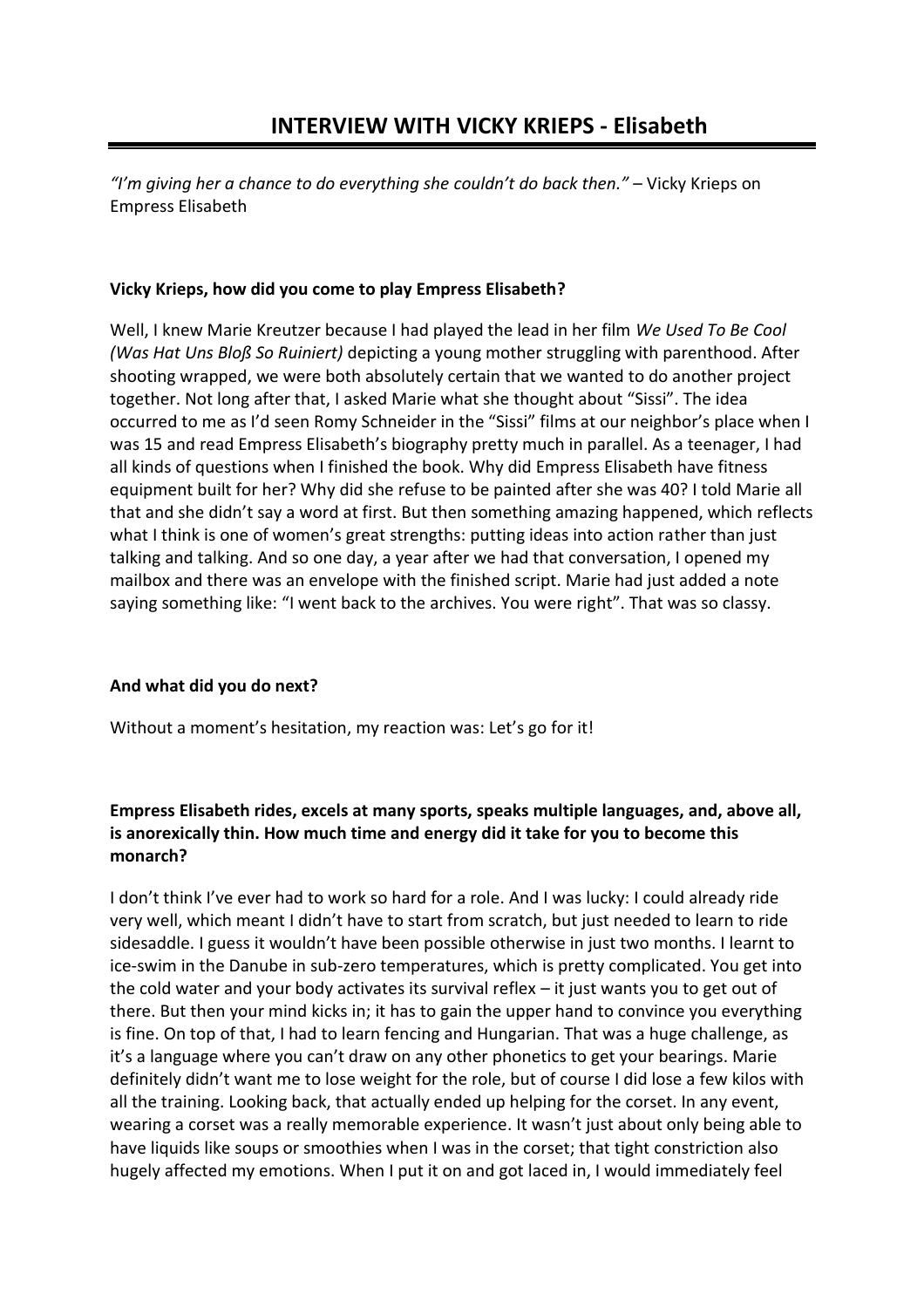# INTERVIEW WITH VICKY KRIEPS - Elisabeth

*"I'm giving her a chance to do everything she couldn't do back then."* – Vicky Krieps on Empress Elisabeth

**Vicky Krieps, how did you come to play Empress Elisabeth?**

Well, I knew Marie Kreutzer because I had played the lead in her film *We Used To Be Cool (Was Hat Uns Bloß So Ruiniert)* depicting a young mother struggling with parenthood. After shooting wrapped, we were both absolutely certain that we wanted to do another project together. Not long after that, I asked Marie what she thought about "Sissi". The idea occurred to me as I'd seen Romy Schneider in the "Sissi" films at our neighbor's place when I was 15 and read Empress Elisabeth's biography pretty much in parallel. As a teenager, I had all kinds of questions when I finished the book. Why did Empress Elisabeth have fitness equipment built for her? Why did she refuse to be painted after she was 40? I told Marie all that and she didn't say a word at first. But then something amazing happened, which reflects what I think is one of women's great strengths: putting ideas into action rather than just talking and talking. And so one day, a year after we had that conversation, I opened my mailbox and there was an envelope with the finished script. Marie had just added a note saying something like: "I went back to the archives. You were right". That was so classy.

**And what did you do next?**

Without a moment's hesitation, my reaction was: Let's go for it!

**Empress Elisabeth rides, excels at many sports, speaks multiple languages, and, above all, is anorexically thin. How much time and energy did it take for you to become this monarch?**

I don't think I've ever had to work so hard for a role. And I was lucky: I could already ride very well, which meant I didn't have to start from scratch, but just needed to learn to ride sidesaddle. I guess it wouldn't have been possible otherwise in just two months. I learnt to ice-swim in the Danube in sub-zero temperatures, which is pretty complicated. You get into the cold water and your body activates its survival reflex – it just wants you to get out of there. But then your mind kicks in; it has to gain the upper hand to convince you everything is fine. On top of that, I had to learn fencing and Hungarian. That was a huge challenge, as it's a language where you can't draw on any other phonetics to get your bearings. Marie definitely didn't want me to lose weight for the role, but of course I did lose a few kilos with all the training. Looking back, that actually ended up helping for the corset. In any event, wearing a corset was a really memorable experience. It wasn't just about only being able to have liquids like soups or smoothies when I was in the corset; that tight constriction also hugely affected my emotions. When I put it on and got laced in, I would immediately feel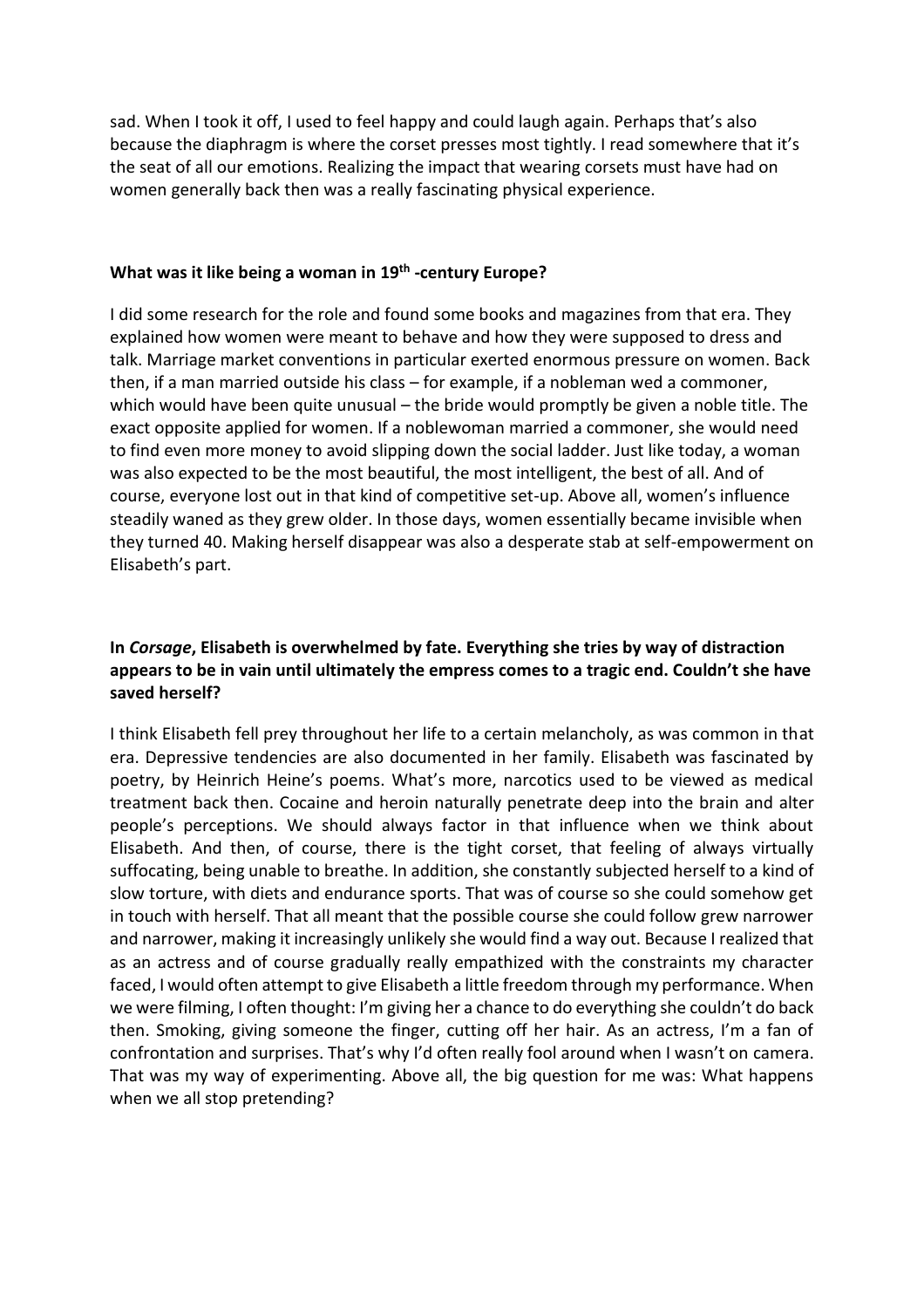sad. When I took it off, I used to feel happy and could laugh again. Perhaps that's also because the diaphragm is where the corset presses most tightly. I read somewhere that it's the seat of all our emotions. Realizing the impact that wearing corsets must have had on women generally back then was a really fascinating physical experience.

**What was it like being a woman in 19th -century Europe?**

I did some research for the role and found some books and magazines from that era. They explained how women were meant to behave and how they were supposed to dress and talk. Marriage market conventions in particular exerted enormous pressure on women. Back then, if a man married outside his class – for example, if a nobleman wed a commoner, which would have been quite unusual – the bride would promptly be given a noble title. The exact opposite applied for women. If a noblewoman married a commoner, she would need to find even more money to avoid slipping down the social ladder. Just like today, a woman was also expected to be the most beautiful, the most intelligent, the best of all. And of course, everyone lost out in that kind of competitive set-up. Above all, women's influence steadily waned as they grew older. In those days, women essentially became invisible when they turned 40. Making herself disappear was also a desperate stab at self-empowerment on Elisabeth's part.

**In *Corsage*, Elisabeth is overwhelmed by fate. Everything she tries by way of distraction appears to be in vain until ultimately the empress comes to a tragic end. Couldn't she have saved herself?**

I think Elisabeth fell prey throughout her life to a certain melancholy, as was common in that era. Depressive tendencies are also documented in her family. Elisabeth was fascinated by poetry, by Heinrich Heine's poems. What's more, narcotics used to be viewed as medical treatment back then. Cocaine and heroin naturally penetrate deep into the brain and alter people's perceptions. We should always factor in that influence when we think about Elisabeth. And then, of course, there is the tight corset, that feeling of always virtually suffocating, being unable to breathe. In addition, she constantly subjected herself to a kind of slow torture, with diets and endurance sports. That was of course so she could somehow get in touch with herself. That all meant that the possible course she could follow grew narrower and narrower, making it increasingly unlikely she would find a way out. Because I realized that as an actress and of course gradually really empathized with the constraints my character faced, I would often attempt to give Elisabeth a little freedom through my performance. When we were filming, I often thought: I'm giving her a chance to do everything she couldn't do back then. Smoking, giving someone the finger, cutting off her hair. As an actress, I'm a fan of confrontation and surprises. That's why I'd often really fool around when I wasn't on camera. That was my way of experimenting. Above all, the big question for me was: What happens when we all stop pretending?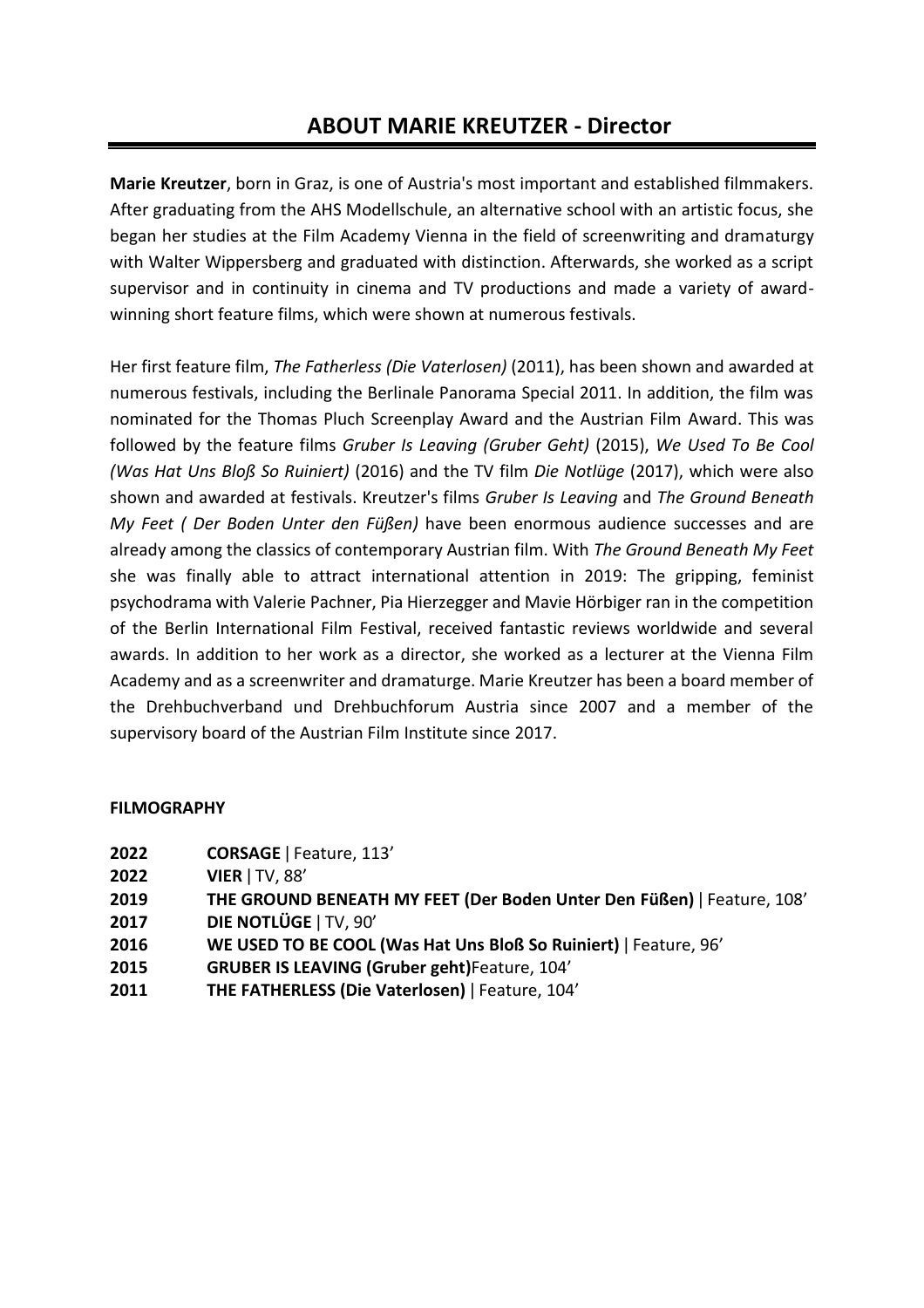# ABOUT MARIE KREUTZER - Director

**Marie Kreutzer**, born in Graz, is one of Austria's most important and established filmmakers. After graduating from the AHS Modellschule, an alternative school with an artistic focus, she began her studies at the Film Academy Vienna in the field of screenwriting and dramaturgy with Walter Wippersberg and graduated with distinction. Afterwards, she worked as a script supervisor and in continuity in cinema and TV productions and made a variety of award-winning short feature films, which were shown at numerous festivals.

Her first feature film, *The Fatherless (Die Vaterlosen)* (2011), has been shown and awarded at numerous festivals, including the Berlinale Panorama Special 2011. In addition, the film was nominated for the Thomas Pluch Screenplay Award and the Austrian Film Award. This was followed by the feature films *Gruber Is Leaving (Gruber Geht)* (2015), *We Used To Be Cool (Was Hat Uns Bloß So Ruiniert)* (2016) and the TV film *Die Notlüge* (2017), which were also shown and awarded at festivals. Kreutzer's films *Gruber Is Leaving* and *The Ground Beneath My Feet ( Der Boden Unter den Füßen)* have been enormous audience successes and are already among the classics of contemporary Austrian film. With *The Ground Beneath My Feet* she was finally able to attract international attention in 2019: The gripping, feminist psychodrama with Valerie Pachner, Pia Hierzegger and Mavie Hörbiger ran in the competition of the Berlin International Film Festival, received fantastic reviews worldwide and several awards. In addition to her work as a director, she worked as a lecturer at the Vienna Film Academy and as a screenwriter and dramaturge. Marie Kreutzer has been a board member of the Drehbuchverband und Drehbuchforum Austria since 2007 and a member of the supervisory board of the Austrian Film Institute since 2017.

**FILMOGRAPHY**

**2022** **CORSAGE** | Feature, 113'
**2022** **VIER** | TV, 88'
**2019** **THE GROUND BENEATH MY FEET (Der Boden Unter Den Füßen)** | Feature, 108'
**2017** **DIE NOTLÜGE** | TV, 90'
**2016** **WE USED TO BE COOL (Was Hat Uns Bloß So Ruiniert)** | Feature, 96'
**2015** **GRUBER IS LEAVING (Gruber geht)**Feature, 104'
**2011** **THE FATHERLESS (Die Vaterlosen)** | Feature, 104'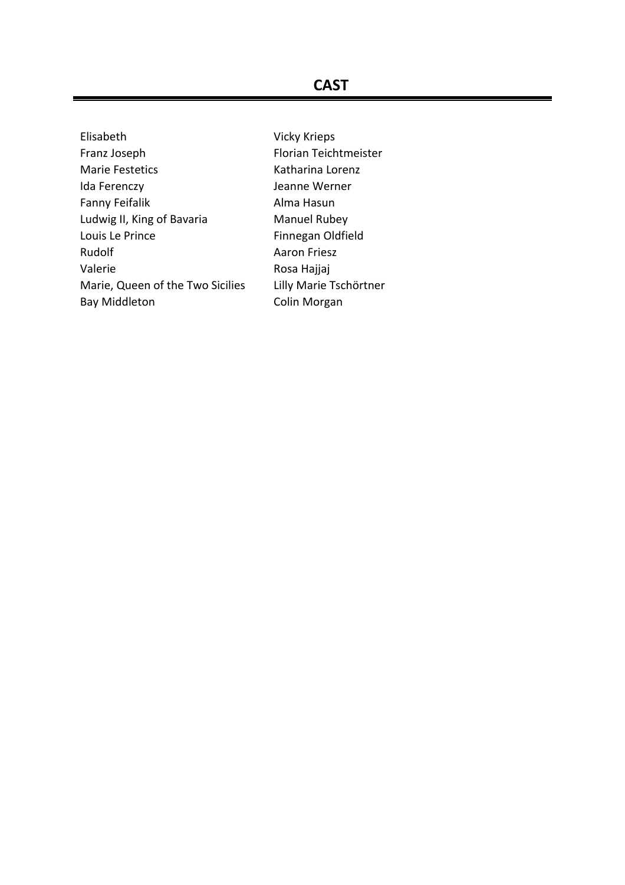# CAST

| | |
|---|---|
| Elisabeth | Vicky Krieps |
| Franz Joseph | Florian Teichtmeister |
| Marie Festetics | Katharina Lorenz |
| Ida Ferenczy | Jeanne Werner |
| Fanny Feifalik | Alma Hasun |
| Ludwig II, King of Bavaria | Manuel Rubey |
| Louis Le Prince | Finnegan Oldfield |
| Rudolf | Aaron Friesz |
| Valerie | Rosa Hajjaj |
| Marie, Queen of the Two Sicilies | Lilly Marie Tschörtner |
| Bay Middleton | Colin Morgan |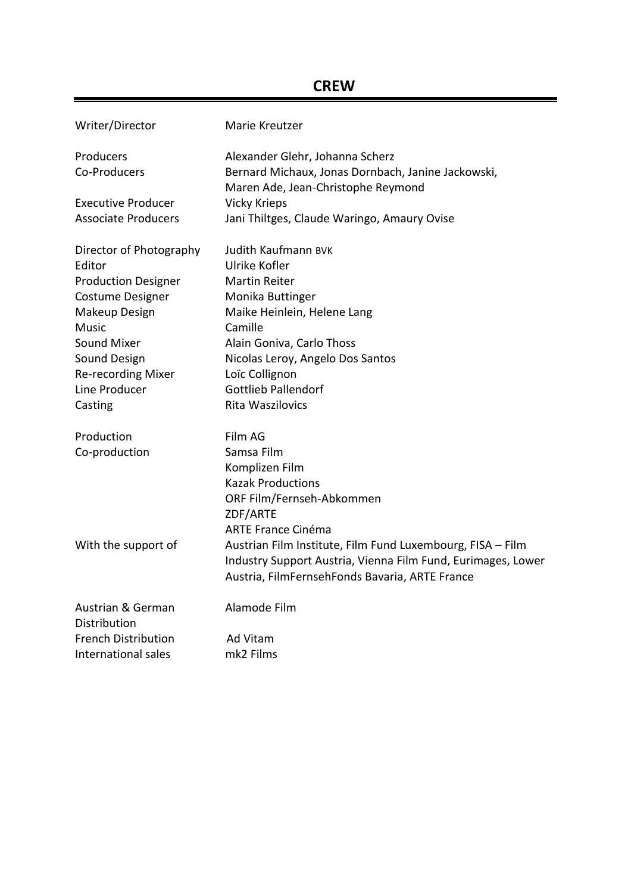## CREW

| | |
|---|---|
| Writer/Director | Marie Kreutzer |
| | |
| Producers | Alexander Glehr, Johanna Scherz |
| Co-Producers | Bernard Michaux, Jonas Dornbach, Janine Jackowski, Maren Ade, Jean-Christophe Reymond |
| Executive Producer | Vicky Krieps |
| Associate Producers | Jani Thiltges, Claude Waringo, Amaury Ovise |
| | |
| Director of Photography | Judith Kaufmann BVK |
| Editor | Ulrike Kofler |
| Production Designer | Martin Reiter |
| Costume Designer | Monika Buttinger |
| Makeup Design | Maike Heinlein, Helene Lang |
| Music | Camille |
| Sound Mixer | Alain Goniva, Carlo Thoss |
| Sound Design | Nicolas Leroy, Angelo Dos Santos |
| Re-recording Mixer | Loïc Collignon |
| Line Producer | Gottlieb Pallendorf |
| Casting | Rita Waszilovics |
| | |
| Production | Film AG |
| Co-production | Samsa Film<br>Komplizen Film<br>Kazak Productions<br>ORF Film/Fernseh-Abkommen<br>ZDF/ARTE<br>ARTE France Cinéma |
| With the support of | Austrian Film Institute, Film Fund Luxembourg, FISA – Film Industry Support Austria, Vienna Film Fund, Eurimages, Lower Austria, FilmFernsehFonds Bavaria, ARTE France |
| | |
| Austrian & German Distribution | Alamode Film |
| French Distribution | Ad Vitam |
| International sales | mk2 Films |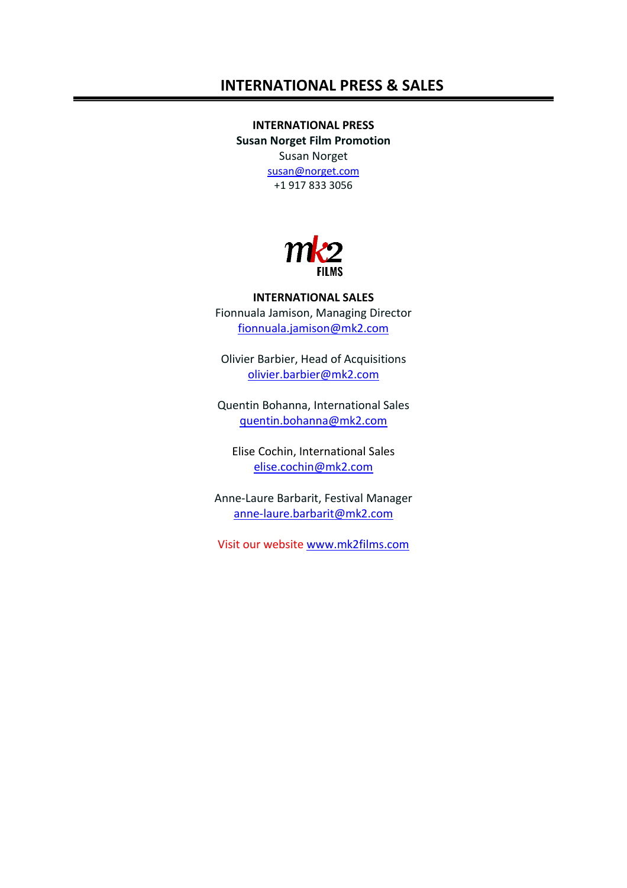# INTERNATIONAL PRESS & SALES

**INTERNATIONAL PRESS**
**Susan Norget Film Promotion**
Susan Norget
susan@norget.com
+1 917 833 3056

mk2 FILMS

**INTERNATIONAL SALES**
Fionnuala Jamison, Managing Director
fionnuala.jamison@mk2.com

Olivier Barbier, Head of Acquisitions
olivier.barbier@mk2.com

Quentin Bohanna, International Sales
quentin.bohanna@mk2.com

Elise Cochin, International Sales
elise.cochin@mk2.com

Anne-Laure Barbarit, Festival Manager
anne-laure.barbarit@mk2.com

Visit our website www.mk2films.com